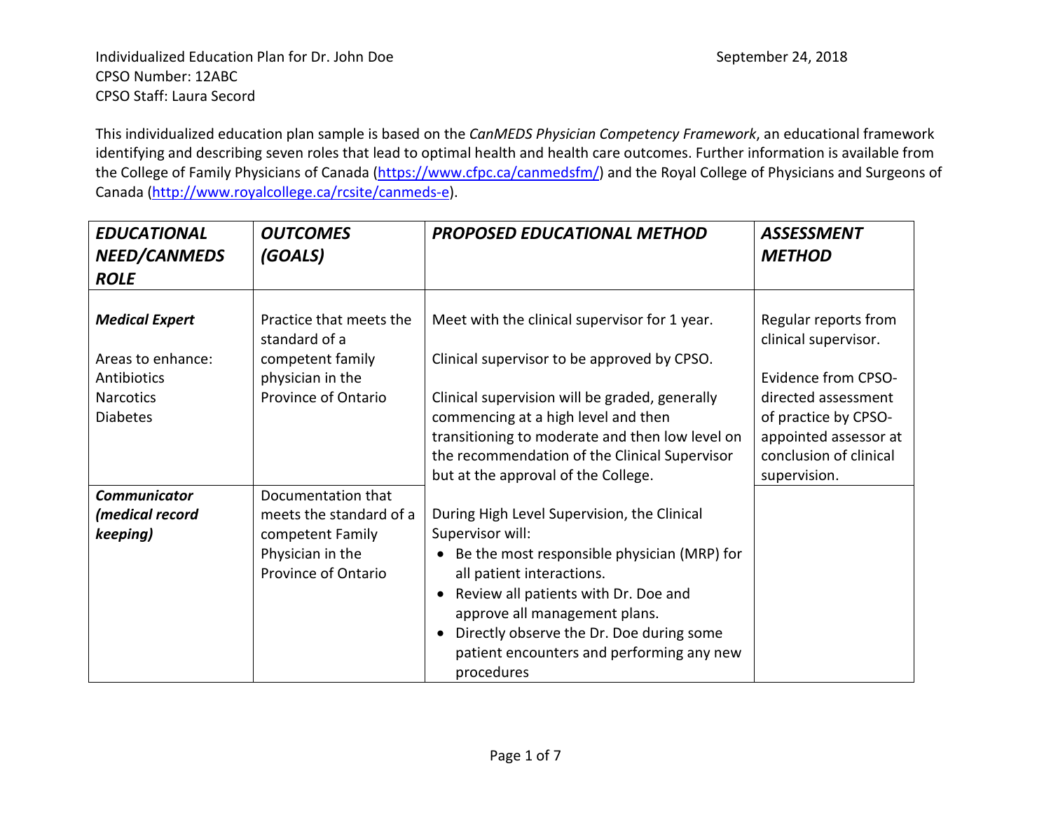Individualized Education Plan for Dr. John Doe    September 24, 2018
CPSO Number: 12ABC
CPSO Staff: Laura Secord

This individualized education plan sample is based on the *CanMEDS Physician Competency Framework*, an educational framework identifying and describing seven roles that lead to optimal health and health care outcomes. Further information is available from the College of Family Physicians of Canada (https://www.cfpc.ca/canmedsfm/) and the Royal College of Physicians and Surgeons of Canada (http://www.royalcollege.ca/rcsite/canmeds-e).

| ***EDUCATIONAL NEED/CANMEDS ROLE*** | ***OUTCOMES (GOALS)*** | ***PROPOSED EDUCATIONAL METHOD*** | ***ASSESSMENT METHOD*** |
|---|---|---|---|
| ***Medical Expert***<br><br>Areas to enhance:<br>Antibiotics<br>Narcotics<br>Diabetes | Practice that meets the standard of a competent family physician in the Province of Ontario | Meet with the clinical supervisor for 1 year.<br><br>Clinical supervisor to be approved by CPSO.<br><br>Clinical supervision will be graded, generally commencing at a high level and then transitioning to moderate and then low level on the recommendation of the Clinical Supervisor but at the approval of the College.<br><br>During High Level Supervision, the Clinical Supervisor will:<br>• Be the most responsible physician (MRP) for all patient interactions.<br>• Review all patients with Dr. Doe and approve all management plans.<br>• Directly observe the Dr. Doe during some patient encounters and performing any new procedures | Regular reports from clinical supervisor.<br><br>Evidence from CPSO-directed assessment of practice by CPSO-appointed assessor at conclusion of clinical supervision. |
| ***Communicator (medical record keeping)*** | Documentation that meets the standard of a competent Family Physician in the Province of Ontario | | |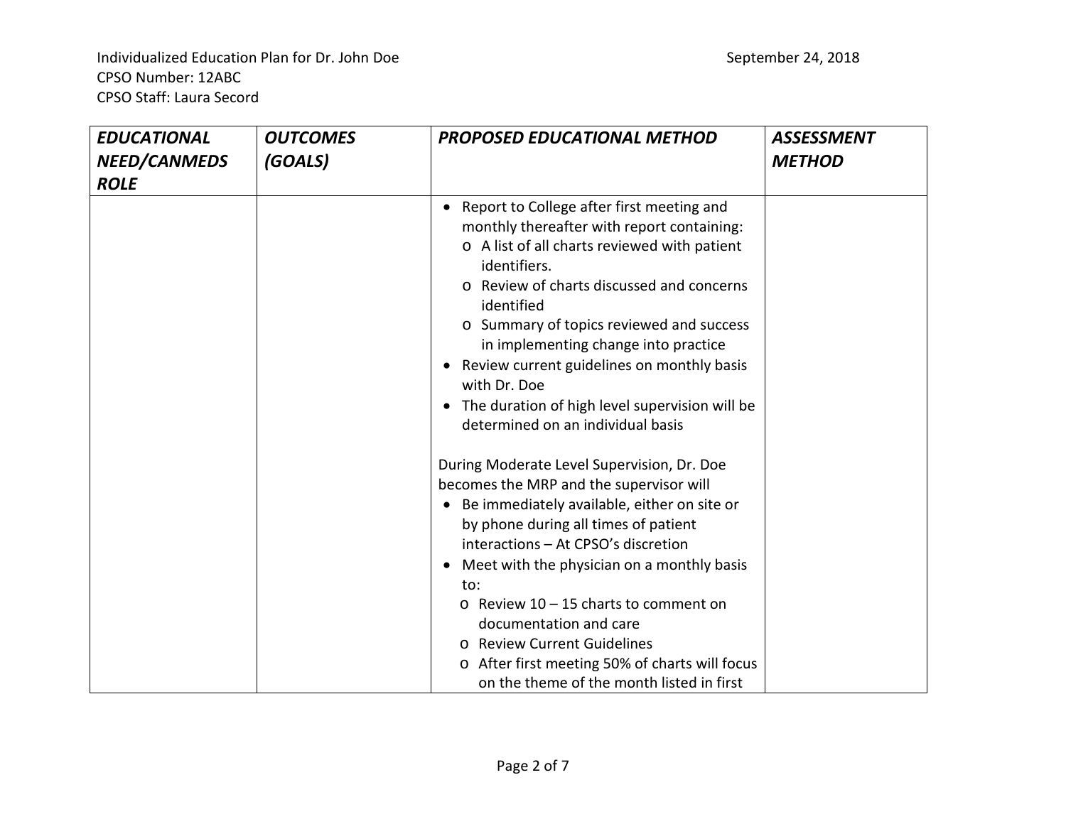Individualized Education Plan for Dr. John Doe September 24, 2018
CPSO Number: 12ABC
CPSO Staff: Laura Secord

| *EDUCATIONAL NEED/CANMEDS ROLE* | *OUTCOMES (GOALS)* | *PROPOSED EDUCATIONAL METHOD* | *ASSESSMENT METHOD* |
|---|---|---|---|
| | | • Report to College after first meeting and monthly thereafter with report containing:<br>&nbsp;&nbsp;o A list of all charts reviewed with patient identifiers.<br>&nbsp;&nbsp;o Review of charts discussed and concerns identified<br>&nbsp;&nbsp;o Summary of topics reviewed and success in implementing change into practice<br>• Review current guidelines on monthly basis with Dr. Doe<br>• The duration of high level supervision will be determined on an individual basis<br><br>During Moderate Level Supervision, Dr. Doe becomes the MRP and the supervisor will<br>• Be immediately available, either on site or by phone during all times of patient interactions – At CPSO's discretion<br>• Meet with the physician on a monthly basis to:<br>&nbsp;&nbsp;o Review 10 – 15 charts to comment on documentation and care<br>&nbsp;&nbsp;o Review Current Guidelines<br>&nbsp;&nbsp;o After first meeting 50% of charts will focus on the theme of the month listed in first | |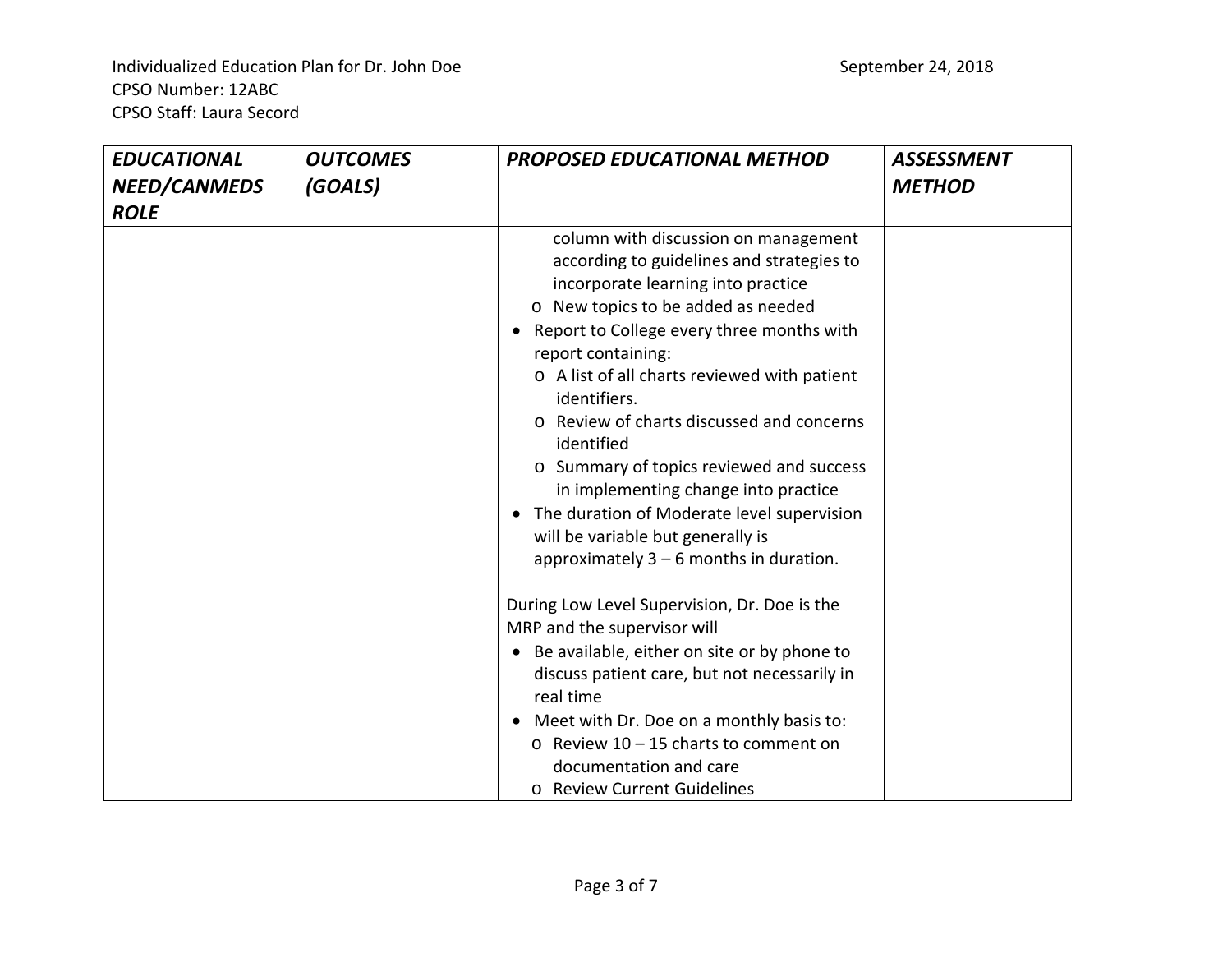Individualized Education Plan for Dr. John Doe

September 24, 2018

CPSO Number: 12ABC

CPSO Staff: Laura Secord

| *EDUCATIONAL NEED/CANMEDS ROLE* | *OUTCOMES (GOALS)* | *PROPOSED EDUCATIONAL METHOD* | *ASSESSMENT METHOD* |
|---|---|---|---|
| | | column with discussion on management according to guidelines and strategies to incorporate learning into practice<br>o New topics to be added as needed<br>• Report to College every three months with report containing:<br>o A list of all charts reviewed with patient identifiers.<br>o Review of charts discussed and concerns identified<br>o Summary of topics reviewed and success in implementing change into practice<br>• The duration of Moderate level supervision will be variable but generally is approximately 3 – 6 months in duration.<br><br>During Low Level Supervision, Dr. Doe is the MRP and the supervisor will<br>• Be available, either on site or by phone to discuss patient care, but not necessarily in real time<br>• Meet with Dr. Doe on a monthly basis to:<br>o Review 10 – 15 charts to comment on documentation and care<br>o Review Current Guidelines | |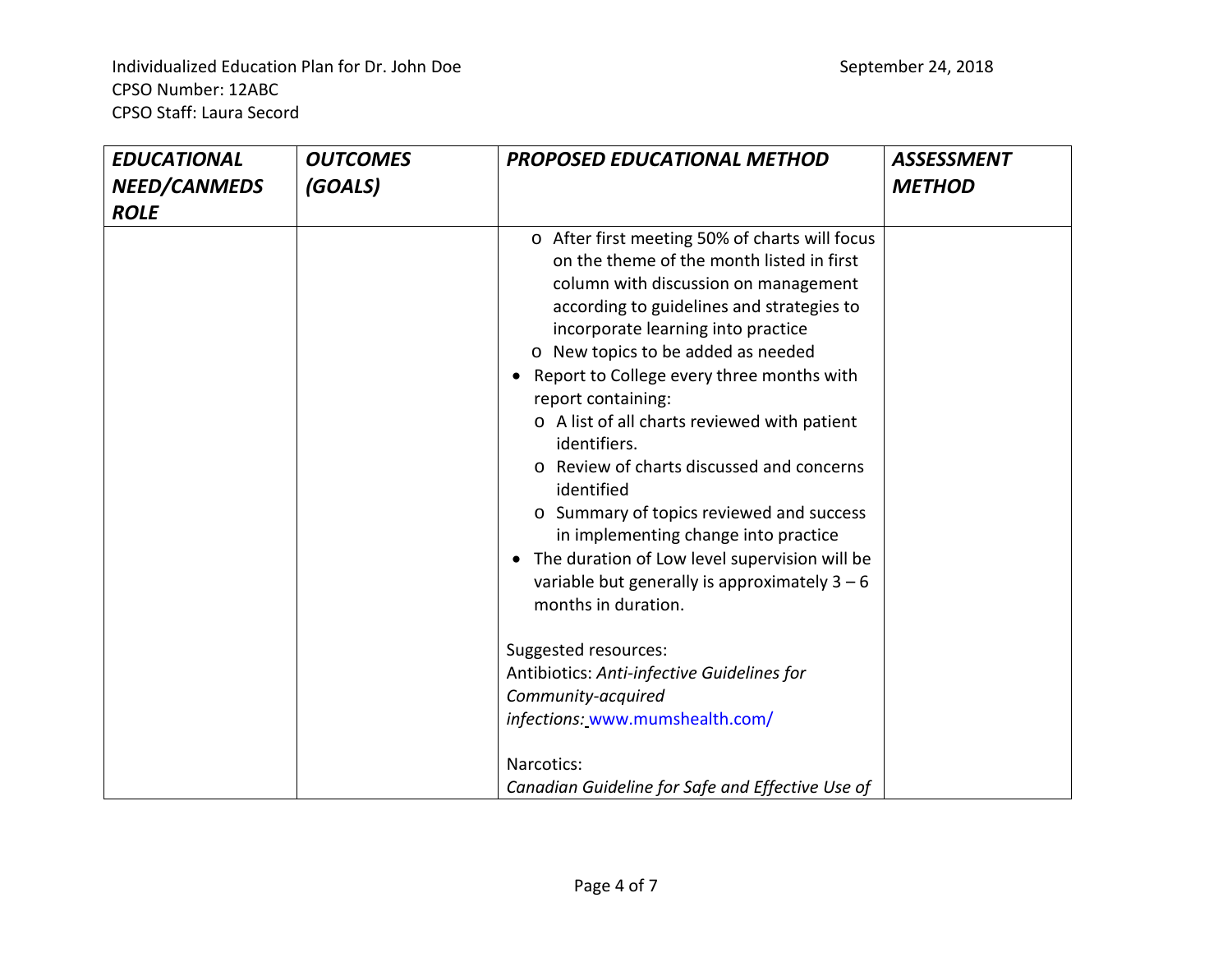| *EDUCATIONAL NEED/CANMEDS ROLE* | *OUTCOMES (GOALS)* | *PROPOSED EDUCATIONAL METHOD* | *ASSESSMENT METHOD* |
|---|---|---|---|
| | | o After first meeting 50% of charts will focus on the theme of the month listed in first column with discussion on management according to guidelines and strategies to incorporate learning into practice<br>o New topics to be added as needed<br>• Report to College every three months with report containing:<br>o A list of all charts reviewed with patient identifiers.<br>o Review of charts discussed and concerns identified<br>o Summary of topics reviewed and success in implementing change into practice<br>• The duration of Low level supervision will be variable but generally is approximately 3 – 6 months in duration.<br><br>Suggested resources:<br>Antibiotics: *Anti-infective Guidelines for Community-acquired infections:* www.mumshealth.com/<br><br>Narcotics:<br>*Canadian Guideline for Safe and Effective Use of* | |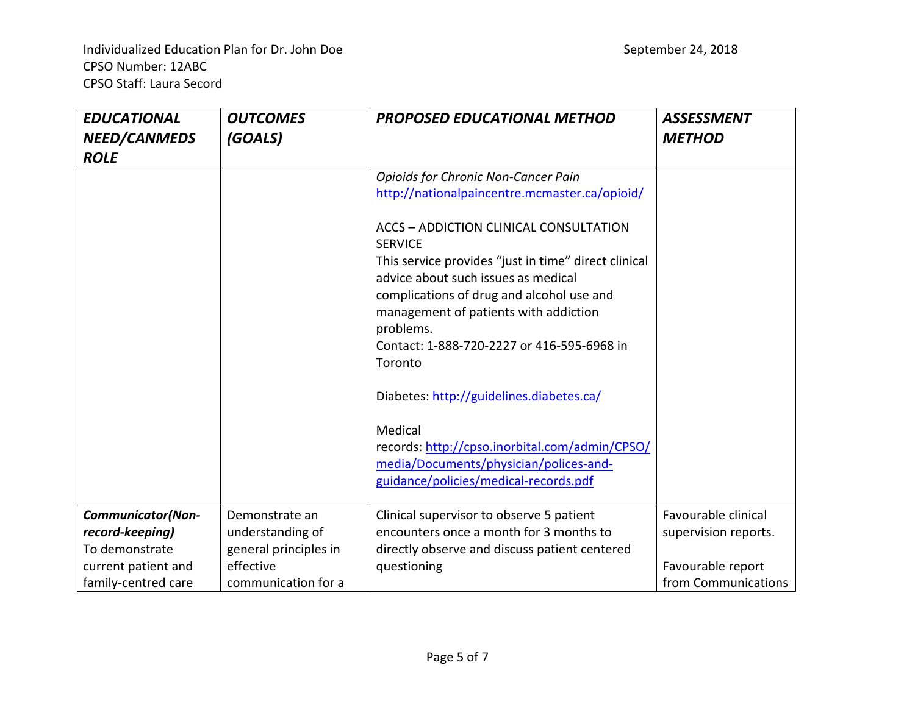Individualized Education Plan for Dr. John Doe
CPSO Number: 12ABC
CPSO Staff: Laura Secord

September 24, 2018

| ***EDUCATIONAL NEED/CANMEDS ROLE*** | ***OUTCOMES (GOALS)*** | ***PROPOSED EDUCATIONAL METHOD*** | ***ASSESSMENT METHOD*** |
|---|---|---|---|
| | | *Opioids for Chronic Non-Cancer Pain* http://nationalpaincentre.mcmaster.ca/opioid/<br><br>ACCS – ADDICTION CLINICAL CONSULTATION SERVICE<br>This service provides "just in time" direct clinical advice about such issues as medical complications of drug and alcohol use and management of patients with addiction problems.<br>Contact: 1-888-720-2227 or 416-595-6968 in Toronto<br><br>Diabetes: http://guidelines.diabetes.ca/<br><br>Medical records: http://cpso.inorbital.com/admin/CPSO/media/Documents/physician/polices-and-guidance/policies/medical-records.pdf | |
| ***Communicator(Non-record-keeping)***<br>To demonstrate current patient and family-centred care | Demonstrate an understanding of general principles in effective communication for a | Clinical supervisor to observe 5 patient encounters once a month for 3 months to directly observe and discuss patient centered questioning | Favourable clinical supervision reports.<br><br>Favourable report from Communications |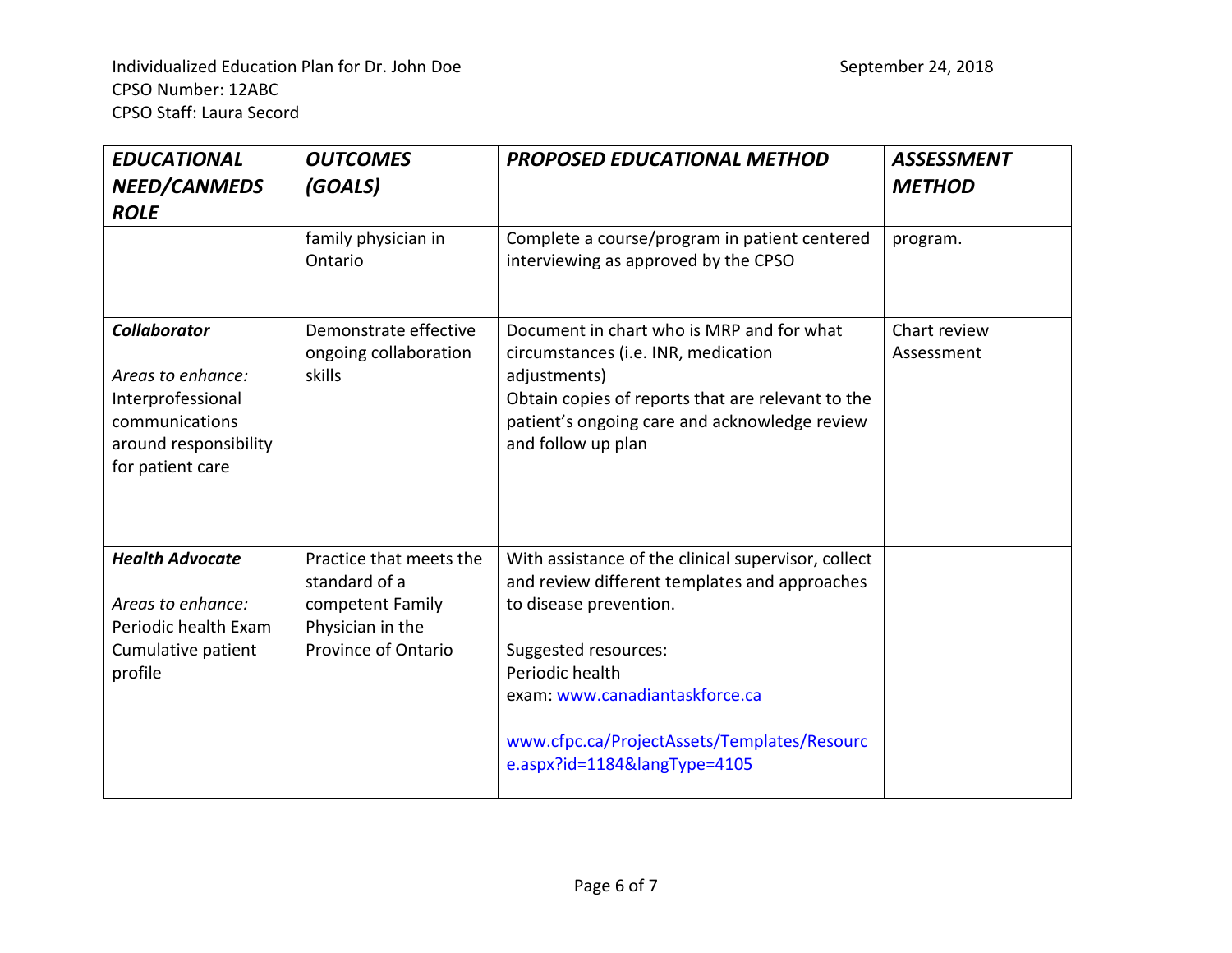Individualized Education Plan for Dr. John Doe
CPSO Number: 12ABC
CPSO Staff: Laura Secord

September 24, 2018

| ***EDUCATIONAL NEED/CANMEDS ROLE*** | ***OUTCOMES (GOALS)*** | ***PROPOSED EDUCATIONAL METHOD*** | ***ASSESSMENT METHOD*** |
|---|---|---|---|
| | family physician in Ontario | Complete a course/program in patient centered interviewing as approved by the CPSO | program. |
| ***Collaborator***<br><br>*Areas to enhance:*<br>Interprofessional communications around responsibility for patient care | Demonstrate effective ongoing collaboration skills | Document in chart who is MRP and for what circumstances (i.e. INR, medication adjustments)<br>Obtain copies of reports that are relevant to the patient's ongoing care and acknowledge review and follow up plan | Chart review Assessment |
| ***Health Advocate***<br><br>*Areas to enhance:*<br>Periodic health Exam<br>Cumulative patient profile | Practice that meets the standard of a competent Family Physician in the Province of Ontario | With assistance of the clinical supervisor, collect and review different templates and approaches to disease prevention.<br><br>Suggested resources:<br>Periodic health exam: www.canadiantaskforce.ca<br><br>www.cfpc.ca/ProjectAssets/Templates/Resource.aspx?id=1184&langType=4105 | |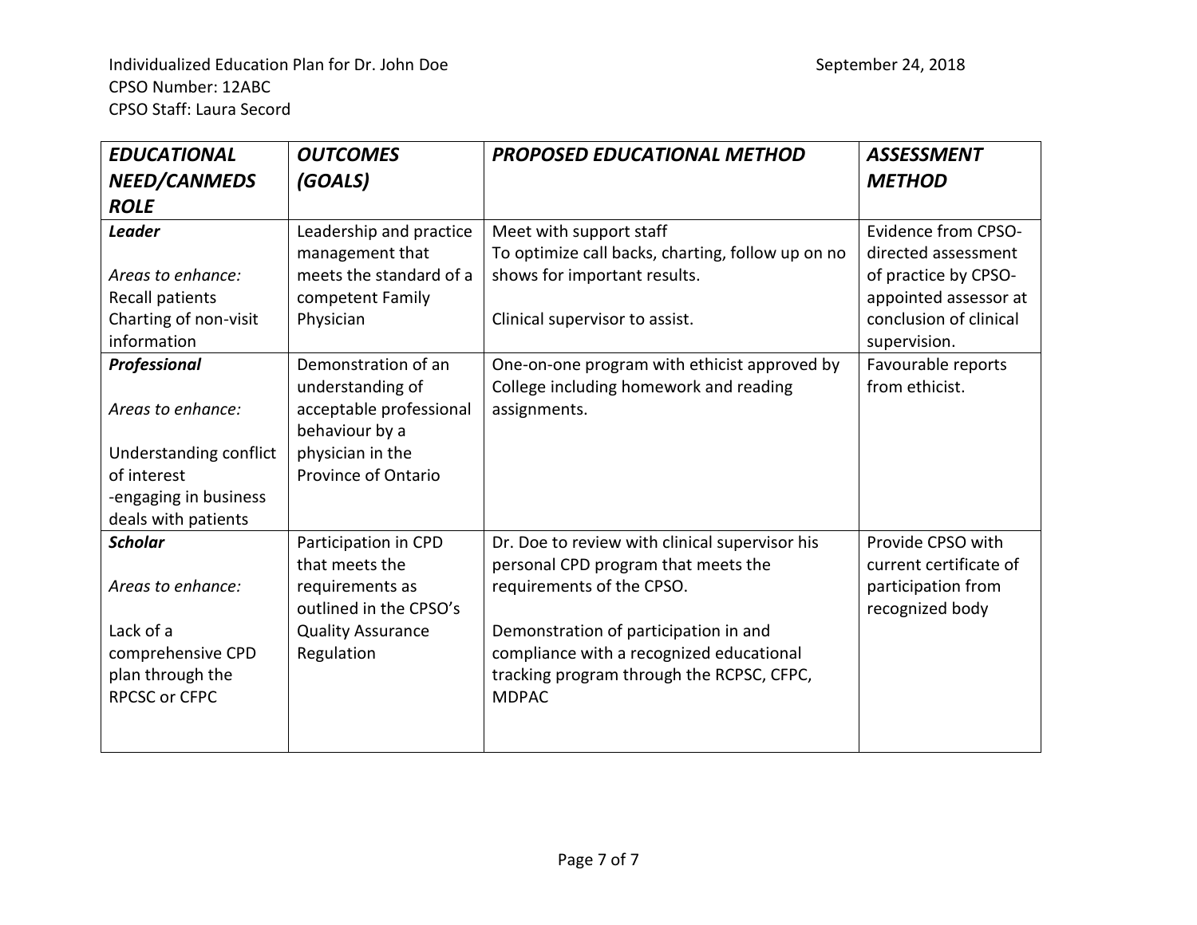Individualized Education Plan for Dr. John Doe

September 24, 2018

CPSO Number: 12ABC

CPSO Staff: Laura Secord

| ***EDUCATIONAL NEED/CANMEDS ROLE*** | ***OUTCOMES (GOALS)*** | ***PROPOSED EDUCATIONAL METHOD*** | ***ASSESSMENT METHOD*** |
|---|---|---|---|
| ***Leader***<br><br>*Areas to enhance:*<br>Recall patients<br>Charting of non-visit information | Leadership and practice management that meets the standard of a competent Family Physician | Meet with support staff<br>To optimize call backs, charting, follow up on no shows for important results.<br><br>Clinical supervisor to assist. | Evidence from CPSO-directed assessment of practice by CPSO-appointed assessor at conclusion of clinical supervision. |
| ***Professional***<br><br>*Areas to enhance:*<br><br>Understanding conflict of interest<br>-engaging in business deals with patients | Demonstration of an understanding of acceptable professional behaviour by a physician in the Province of Ontario | One-on-one program with ethicist approved by College including homework and reading assignments. | Favourable reports from ethicist. |
| ***Scholar***<br><br>*Areas to enhance:*<br><br>Lack of a comprehensive CPD plan through the RPCSC or CFPC | Participation in CPD that meets the requirements as outlined in the CPSO's Quality Assurance Regulation | Dr. Doe to review with clinical supervisor his personal CPD program that meets the requirements of the CPSO.<br><br>Demonstration of participation in and compliance with a recognized educational tracking program through the RCPSC, CFPC, MDPAC | Provide CPSO with current certificate of participation from recognized body |